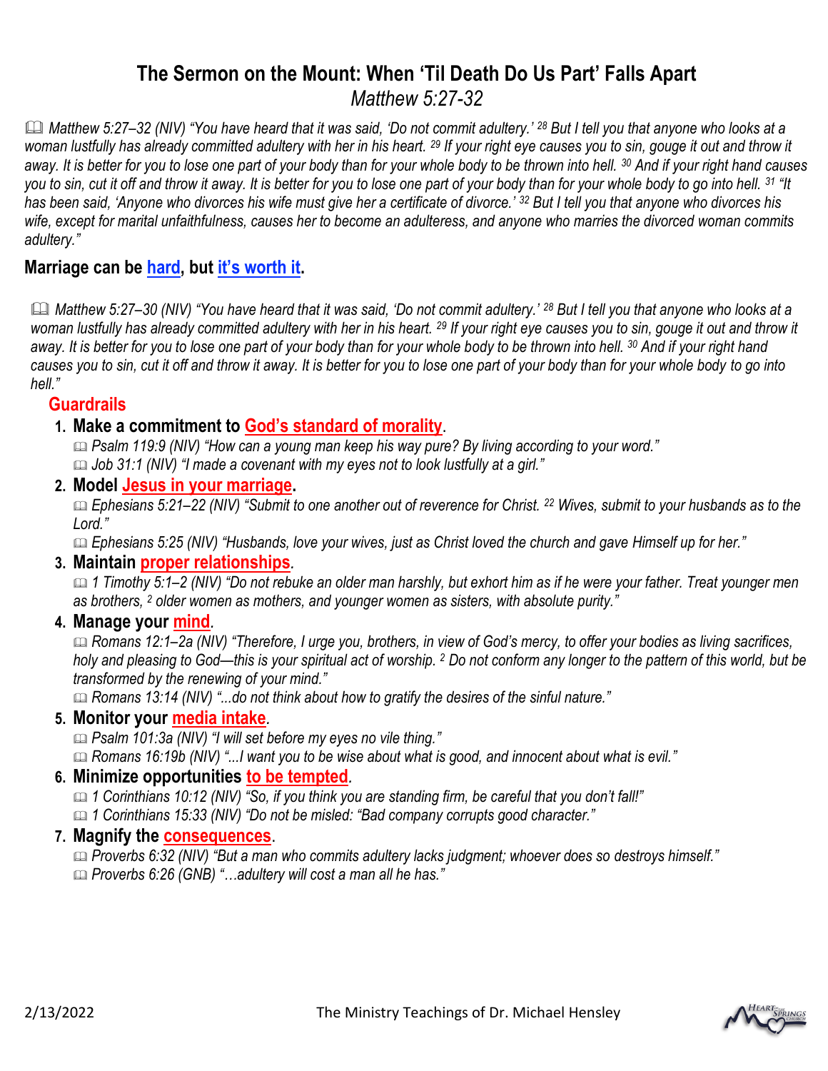# The Sermon on the Mount: When 'Til Death Do Us Part' Falls Apart

*Matthew 5:27-32*

📖 *Matthew 5:27–32 (NIV) "You have heard that it was said, 'Do not commit adultery.' [28] But I tell you that anyone who looks at a woman lustfully has already committed adultery with her in his heart. [29] If your right eye causes you to sin, gouge it out and throw it away. It is better for you to lose one part of your body than for your whole body to be thrown into hell. [30] And if your right hand causes you to sin, cut it off and throw it away. It is better for you to lose one part of your body than for your whole body to go into hell. [31] "It has been said, 'Anyone who divorces his wife must give her a certificate of divorce.' [32] But I tell you that anyone who divorces his wife, except for marital unfaithfulness, causes her to become an adulteress, and anyone who marries the divorced woman commits adultery."*

## Marriage can be hard, but it's worth it.

📖 *Matthew 5:27–30 (NIV) "You have heard that it was said, 'Do not commit adultery.' [28] But I tell you that anyone who looks at a woman lustfully has already committed adultery with her in his heart. [29] If your right eye causes you to sin, gouge it out and throw it away. It is better for you to lose one part of your body than for your whole body to be thrown into hell. [30] And if your right hand causes you to sin, cut it off and throw it away. It is better for you to lose one part of your body than for your whole body to go into hell."*

### Guardrails

1. **Make a commitment to God's standard of morality.**
   📖 *Psalm 119:9 (NIV) "How can a young man keep his way pure? By living according to your word."*
   📖 *Job 31:1 (NIV) "I made a covenant with my eyes not to look lustfully at a girl."*
2. **Model Jesus in your marriage.**
   📖 *Ephesians 5:21–22 (NIV) "Submit to one another out of reverence for Christ. [22] Wives, submit to your husbands as to the Lord."*
   📖 *Ephesians 5:25 (NIV) "Husbands, love your wives, just as Christ loved the church and gave Himself up for her."*
3. **Maintain proper relationships.**
   📖 *1 Timothy 5:1–2 (NIV) "Do not rebuke an older man harshly, but exhort him as if he were your father. Treat younger men as brothers, [2] older women as mothers, and younger women as sisters, with absolute purity."*
4. **Manage your mind.**
   📖 *Romans 12:1–2a (NIV) "Therefore, I urge you, brothers, in view of God's mercy, to offer your bodies as living sacrifices, holy and pleasing to God—this is your spiritual act of worship. [2] Do not conform any longer to the pattern of this world, but be transformed by the renewing of your mind."*
   📖 *Romans 13:14 (NIV) "...do not think about how to gratify the desires of the sinful nature."*
5. **Monitor your media intake.**
   📖 *Psalm 101:3a (NIV) "I will set before my eyes no vile thing."*
   📖 *Romans 16:19b (NIV) "...I want you to be wise about what is good, and innocent about what is evil."*
6. **Minimize opportunities to be tempted.**
   📖 *1 Corinthians 10:12 (NIV) "So, if you think you are standing firm, be careful that you don't fall!"*
   📖 *1 Corinthians 15:33 (NIV) "Do not be misled: "Bad company corrupts good character."*
7. **Magnify the consequences.**
   📖 *Proverbs 6:32 (NIV) "But a man who commits adultery lacks judgment; whoever does so destroys himself."*
   📖 *Proverbs 6:26 (GNB) "…adultery will cost a man all he has."*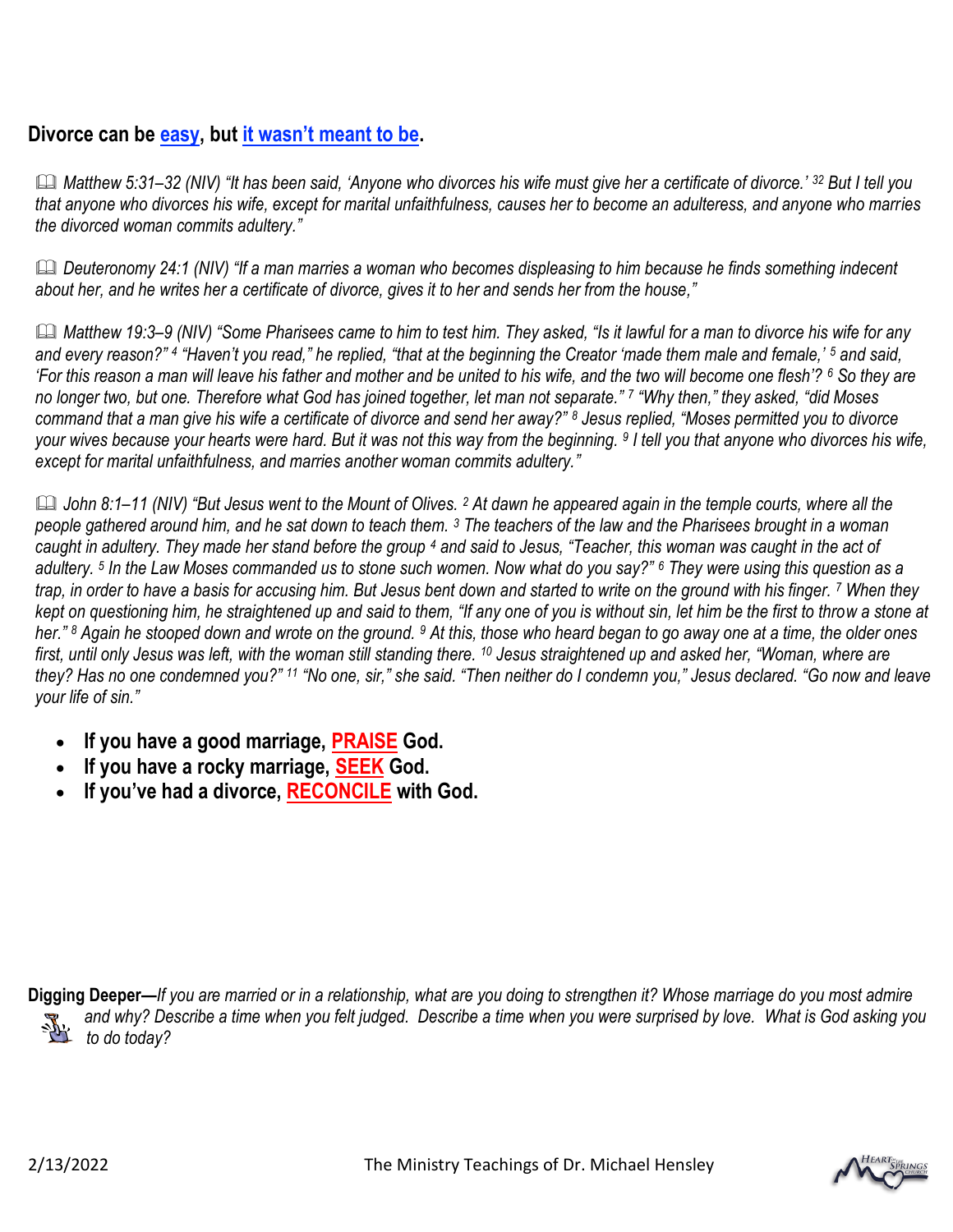**Divorce can be easy, but it wasn't meant to be.**

📖 *Matthew 5:31–32 (NIV) "It has been said, 'Anyone who divorces his wife must give her a certificate of divorce.' [32] But I tell you that anyone who divorces his wife, except for marital unfaithfulness, causes her to become an adulteress, and anyone who marries the divorced woman commits adultery."*

📖 *Deuteronomy 24:1 (NIV) "If a man marries a woman who becomes displeasing to him because he finds something indecent about her, and he writes her a certificate of divorce, gives it to her and sends her from the house,"*

📖 *Matthew 19:3–9 (NIV) "Some Pharisees came to him to test him. They asked, "Is it lawful for a man to divorce his wife for any and every reason?" [4] "Haven't you read," he replied, "that at the beginning the Creator 'made them male and female,' [5] and said, 'For this reason a man will leave his father and mother and be united to his wife, and the two will become one flesh'? [6] So they are no longer two, but one. Therefore what God has joined together, let man not separate." [7] "Why then," they asked, "did Moses command that a man give his wife a certificate of divorce and send her away?" [8] Jesus replied, "Moses permitted you to divorce your wives because your hearts were hard. But it was not this way from the beginning. [9] I tell you that anyone who divorces his wife, except for marital unfaithfulness, and marries another woman commits adultery."*

📖 *John 8:1–11 (NIV) "But Jesus went to the Mount of Olives. [2] At dawn he appeared again in the temple courts, where all the people gathered around him, and he sat down to teach them. [3] The teachers of the law and the Pharisees brought in a woman caught in adultery. They made her stand before the group [4] and said to Jesus, "Teacher, this woman was caught in the act of adultery. [5] In the Law Moses commanded us to stone such women. Now what do you say?" [6] They were using this question as a trap, in order to have a basis for accusing him. But Jesus bent down and started to write on the ground with his finger. [7] When they kept on questioning him, he straightened up and said to them, "If any one of you is without sin, let him be the first to throw a stone at her." [8] Again he stooped down and wrote on the ground. [9] At this, those who heard began to go away one at a time, the older ones first, until only Jesus was left, with the woman still standing there. [10] Jesus straightened up and asked her, "Woman, where are they? Has no one condemned you?" [11] "No one, sir," she said. "Then neither do I condemn you," Jesus declared. "Go now and leave your life of sin."*

- **If you have a good marriage, PRAISE God.**
- **If you have a rocky marriage, SEEK God.**
- **If you've had a divorce, RECONCILE with God.**

**Digging Deeper—***If you are married or in a relationship, what are you doing to strengthen it? Whose marriage do you most admire and why? Describe a time when you felt judged. Describe a time when you were surprised by love. What is God asking you to do today?*